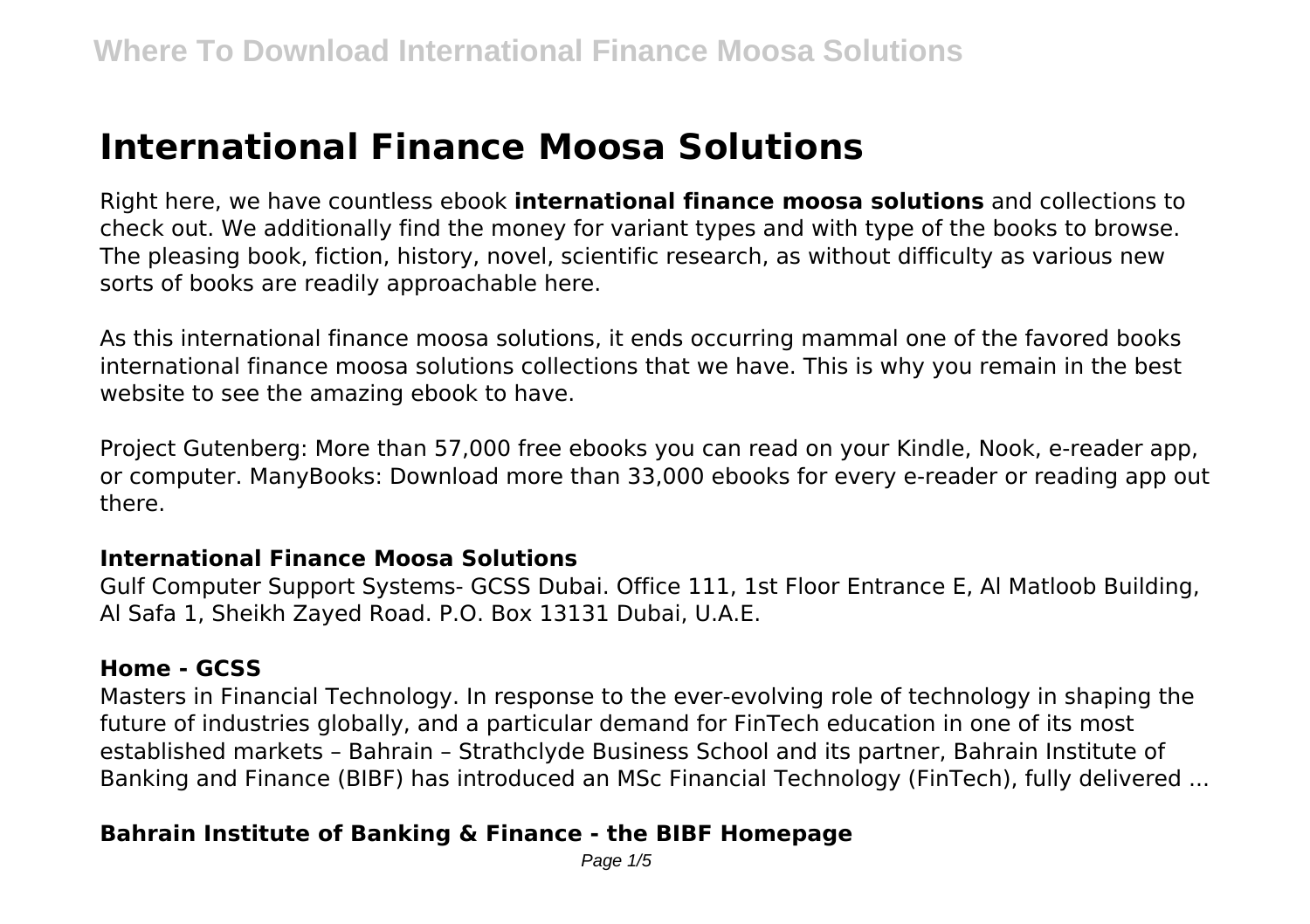# International Finance Moosa Solutions

Right here, we have countless ebook **international finance moosa solutions** and collections to check out. We additionally find the money for variant types and with type of the books to browse. The pleasing book, fiction, history, novel, scientific research, as without difficulty as various new sorts of books are readily approachable here.

As this international finance moosa solutions, it ends occurring mammal one of the favored books international finance moosa solutions collections that we have. This is why you remain in the best website to see the amazing ebook to have.

Project Gutenberg: More than 57,000 free ebooks you can read on your Kindle, Nook, e-reader app, or computer. ManyBooks: Download more than 33,000 ebooks for every e-reader or reading app out there.

### International Finance Moosa Solutions

Gulf Computer Support Systems- GCSS Dubai. Office 111, 1st Floor Entrance E, Al Matloob Building, Al Safa 1, Sheikh Zayed Road. P.O. Box 13131 Dubai, U.A.E.

### Home - GCSS

Masters in Financial Technology. In response to the ever-evolving role of technology in shaping the future of industries globally, and a particular demand for FinTech education in one of its most established markets – Bahrain – Strathclyde Business School and its partner, Bahrain Institute of Banking and Finance (BIBF) has introduced an MSc Financial Technology (FinTech), fully delivered ...

### Bahrain Institute of Banking & Finance - the BIBF Homepage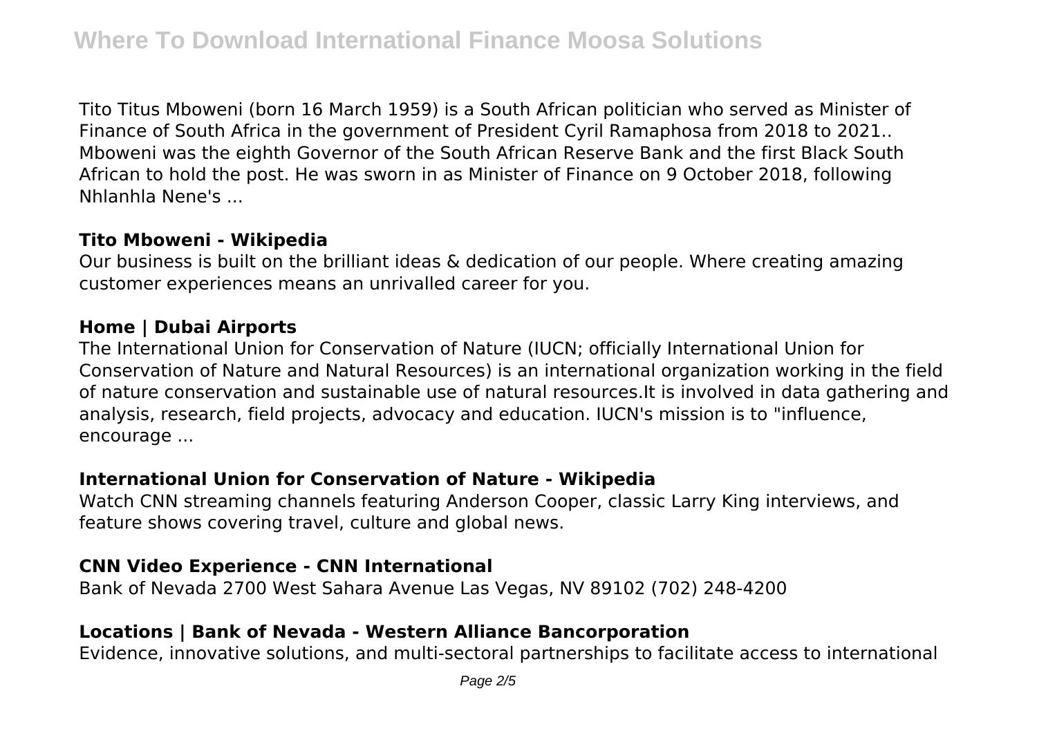Tito Titus Mboweni (born 16 March 1959) is a South African politician who served as Minister of Finance of South Africa in the government of President Cyril Ramaphosa from 2018 to 2021.. Mboweni was the eighth Governor of the South African Reserve Bank and the first Black South African to hold the post. He was sworn in as Minister of Finance on 9 October 2018, following Nhlanhla Nene's ...

## Tito Mboweni - Wikipedia

Our business is built on the brilliant ideas & dedication of our people. Where creating amazing customer experiences means an unrivalled career for you.

## Home | Dubai Airports

The International Union for Conservation of Nature (IUCN; officially International Union for Conservation of Nature and Natural Resources) is an international organization working in the field of nature conservation and sustainable use of natural resources.It is involved in data gathering and analysis, research, field projects, advocacy and education. IUCN's mission is to "influence, encourage ...

## International Union for Conservation of Nature - Wikipedia

Watch CNN streaming channels featuring Anderson Cooper, classic Larry King interviews, and feature shows covering travel, culture and global news.

## CNN Video Experience - CNN International

Bank of Nevada 2700 West Sahara Avenue Las Vegas, NV 89102 (702) 248-4200

## Locations | Bank of Nevada - Western Alliance Bancorporation

Evidence, innovative solutions, and multi-sectoral partnerships to facilitate access to international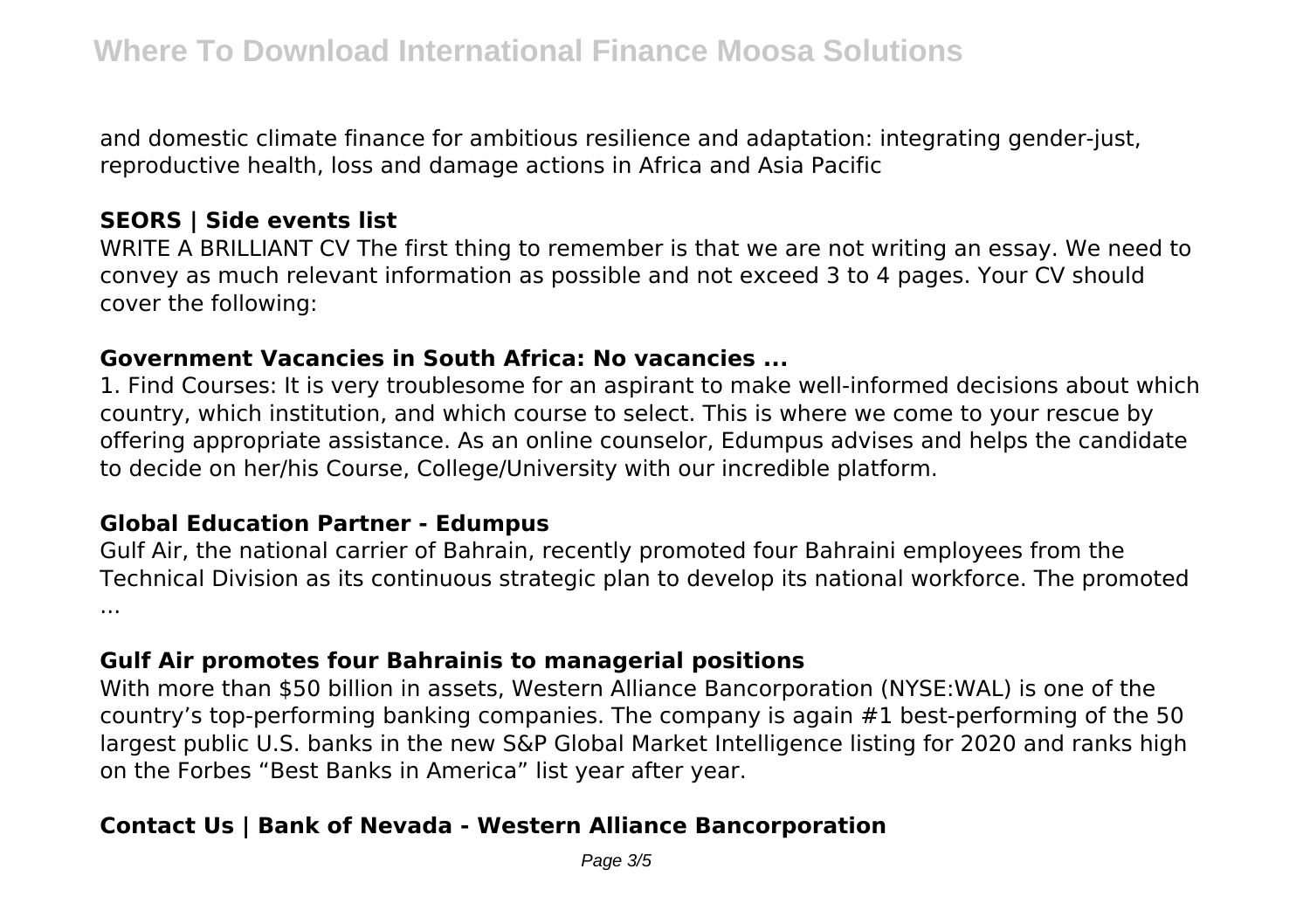and domestic climate finance for ambitious resilience and adaptation: integrating gender-just, reproductive health, loss and damage actions in Africa and Asia Pacific

## SEORS | Side events list

WRITE A BRILLIANT CV The first thing to remember is that we are not writing an essay. We need to convey as much relevant information as possible and not exceed 3 to 4 pages. Your CV should cover the following:

## Government Vacancies in South Africa: No vacancies ...

1. Find Courses: It is very troublesome for an aspirant to make well-informed decisions about which country, which institution, and which course to select. This is where we come to your rescue by offering appropriate assistance. As an online counselor, Edumpus advises and helps the candidate to decide on her/his Course, College/University with our incredible platform.

## Global Education Partner - Edumpus

Gulf Air, the national carrier of Bahrain, recently promoted four Bahraini employees from the Technical Division as its continuous strategic plan to develop its national workforce. The promoted ...

## Gulf Air promotes four Bahrainis to managerial positions

With more than $50 billion in assets, Western Alliance Bancorporation (NYSE:WAL) is one of the country's top-performing banking companies. The company is again #1 best-performing of the 50 largest public U.S. banks in the new S&P Global Market Intelligence listing for 2020 and ranks high on the Forbes "Best Banks in America" list year after year.

## Contact Us | Bank of Nevada - Western Alliance Bancorporation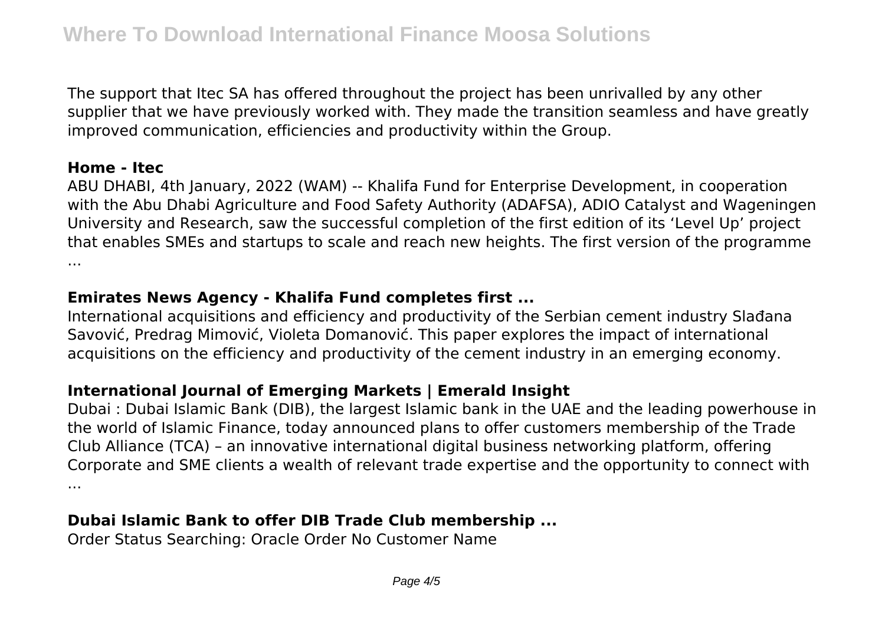The support that Itec SA has offered throughout the project has been unrivalled by any other supplier that we have previously worked with. They made the transition seamless and have greatly improved communication, efficiencies and productivity within the Group.

### Home - Itec

ABU DHABI, 4th January, 2022 (WAM) -- Khalifa Fund for Enterprise Development, in cooperation with the Abu Dhabi Agriculture and Food Safety Authority (ADAFSA), ADIO Catalyst and Wageningen University and Research, saw the successful completion of the first edition of its 'Level Up' project that enables SMEs and startups to scale and reach new heights. The first version of the programme ...

### Emirates News Agency - Khalifa Fund completes first ...

International acquisitions and efficiency and productivity of the Serbian cement industry Slađana Savović, Predrag Mimović, Violeta Domanović. This paper explores the impact of international acquisitions on the efficiency and productivity of the cement industry in an emerging economy.

### International Journal of Emerging Markets | Emerald Insight

Dubai : Dubai Islamic Bank (DIB), the largest Islamic bank in the UAE and the leading powerhouse in the world of Islamic Finance, today announced plans to offer customers membership of the Trade Club Alliance (TCA) – an innovative international digital business networking platform, offering Corporate and SME clients a wealth of relevant trade expertise and the opportunity to connect with ...

### Dubai Islamic Bank to offer DIB Trade Club membership ...

Order Status Searching: Oracle Order No Customer Name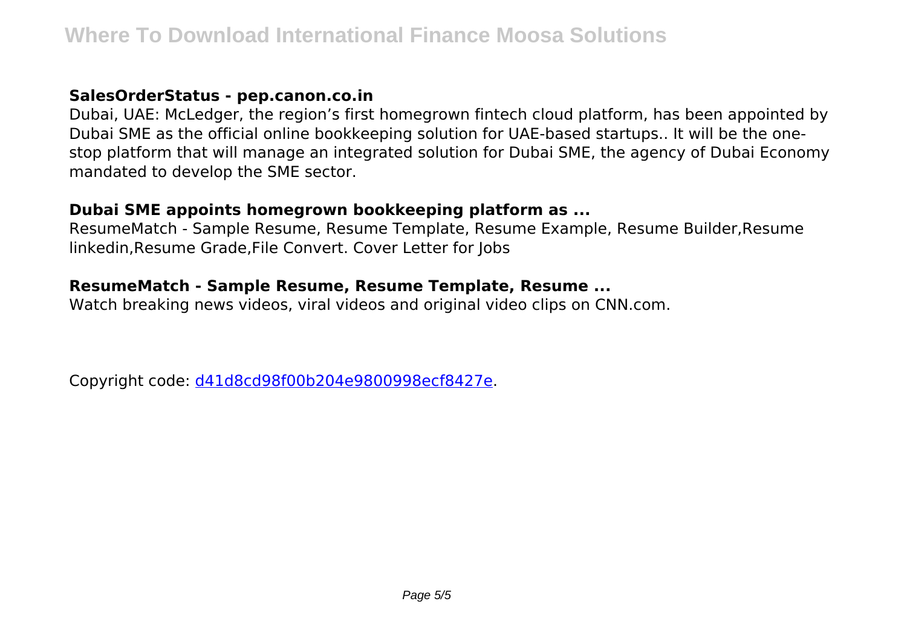**SalesOrderStatus - pep.canon.co.in**

Dubai, UAE: McLedger, the region's first homegrown fintech cloud platform, has been appointed by Dubai SME as the official online bookkeeping solution for UAE-based startups.. It will be the one-stop platform that will manage an integrated solution for Dubai SME, the agency of Dubai Economy mandated to develop the SME sector.

**Dubai SME appoints homegrown bookkeeping platform as ...**

ResumeMatch - Sample Resume, Resume Template, Resume Example, Resume Builder,Resume linkedin,Resume Grade,File Convert. Cover Letter for Jobs

**ResumeMatch - Sample Resume, Resume Template, Resume ...**

Watch breaking news videos, viral videos and original video clips on CNN.com.

Copyright code: d41d8cd98f00b204e9800998ecf8427e.